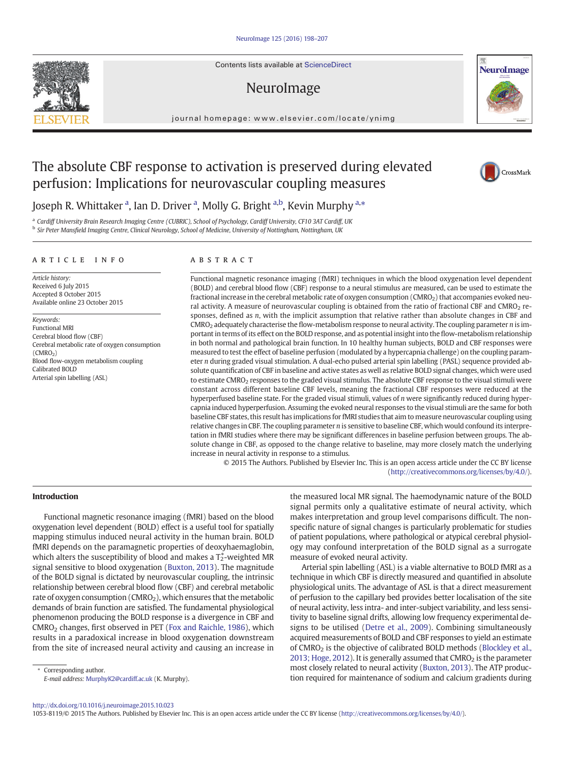# The absolute CBF response to activation is preserved during elevated perfusion: Implications for neurovascular coupling measures

Joseph R. Whittaker [a], Ian D. Driver [a], Molly G. Bright [a,b], Kevin Murphy [a,*]

[a] Cardiff University Brain Research Imaging Centre (CUBRIC), School of Psychology, Cardiff University, CF10 3AT Cardiff, UK
[b] Sir Peter Mansfield Imaging Centre, Clinical Neurology, School of Medicine, University of Nottingham, Nottingham, UK

## ARTICLE INFO

*Article history:*
Received 6 July 2015
Accepted 8 October 2015
Available online 23 October 2015

*Keywords:*
Functional MRI
Cerebral blood flow (CBF)
Cerebral metabolic rate of oxygen consumption ($CMRO_2$)
Blood flow-oxygen metabolism coupling
Calibrated BOLD
Arterial spin labelling (ASL)

## ABSTRACT

Functional magnetic resonance imaging (fMRI) techniques in which the blood oxygenation level dependent (BOLD) and cerebral blood flow (CBF) response to a neural stimulus are measured, can be used to estimate the fractional increase in the cerebral metabolic rate of oxygen consumption ($CMRO_2$) that accompanies evoked neural activity. A measure of neurovascular coupling is obtained from the ratio of fractional CBF and $CMRO_2$ responses, defined as *n*, with the implicit assumption that relative rather than absolute changes in CBF and $CMRO_2$ adequately characterise the flow-metabolism response to neural activity. The coupling parameter *n* is important in terms of its effect on the BOLD response, and as potential insight into the flow-metabolism relationship in both normal and pathological brain function. In 10 healthy human subjects, BOLD and CBF responses were measured to test the effect of baseline perfusion (modulated by a hypercapnia challenge) on the coupling parameter *n* during graded visual stimulation. A dual-echo pulsed arterial spin labelling (PASL) sequence provided absolute quantification of CBF in baseline and active states as well as relative BOLD signal changes, which were used to estimate $CMRO_2$ responses to the graded visual stimulus. The absolute CBF response to the visual stimuli were constant across different baseline CBF levels, meaning the fractional CBF responses were reduced at the hyperperfused baseline state. For the graded visual stimuli, values of *n* were significantly reduced during hypercapnia induced hyperperfusion. Assuming the evoked neural responses to the visual stimuli are the same for both baseline CBF states, this result has implications for fMRI studies that aim to measure neurovascular coupling using relative changes in CBF. The coupling parameter *n* is sensitive to baseline CBF, which would confound its interpretation in fMRI studies where there may be significant differences in baseline perfusion between groups. The absolute change in CBF, as opposed to the change relative to baseline, may more closely match the underlying increase in neural activity in response to a stimulus.

© 2015 The Authors. Published by Elsevier Inc. This is an open access article under the CC BY license (http://creativecommons.org/licenses/by/4.0/).

## Introduction

Functional magnetic resonance imaging (fMRI) based on the blood oxygenation level dependent (BOLD) effect is a useful tool for spatially mapping stimulus induced neural activity in the human brain. BOLD fMRI depends on the paramagnetic properties of deoxyhaemaglobin, which alters the susceptibility of blood and makes a $T_2^*$-weighted MR signal sensitive to blood oxygenation (Buxton, 2013). The magnitude of the BOLD signal is dictated by neurovascular coupling, the intrinsic relationship between cerebral blood flow (CBF) and cerebral metabolic rate of oxygen consumption ($CMRO_2$), which ensures that the metabolic demands of brain function are satisfied. The fundamental physiological phenomenon producing the BOLD response is a divergence in CBF and $CMRO_2$ changes, first observed in PET (Fox and Raichle, 1986), which results in a paradoxical increase in blood oxygenation downstream from the site of increased neural activity and causing an increase in the measured local MR signal. The haemodynamic nature of the BOLD signal permits only a qualitative estimate of neural activity, which makes interpretation and group level comparisons difficult. The non-specific nature of signal changes is particularly problematic for studies of patient populations, where pathological or atypical cerebral physiology may confound interpretation of the BOLD signal as a surrogate measure of evoked neural activity.

Arterial spin labelling (ASL) is a viable alternative to BOLD fMRI as a technique in which CBF is directly measured and quantified in absolute physiological units. The advantage of ASL is that a direct measurement of perfusion to the capillary bed provides better localisation of the site of neural activity, less intra- and inter-subject variability, and less sensitivity to baseline signal drifts, allowing low frequency experimental designs to be utilised (Detre et al., 2009). Combining simultaneously acquired measurements of BOLD and CBF responses to yield an estimate of $CMRO_2$ is the objective of calibrated BOLD methods (Blockley et al., 2013; Hoge, 2012). It is generally assumed that $CMRO_2$ is the parameter most closely related to neural activity (Buxton, 2013). The ATP production required for maintenance of sodium and calcium gradients during

\* Corresponding author.
*E-mail address:* MurphyK2@cardiff.ac.uk (K. Murphy).

http://dx.doi.org/10.1016/j.neuroimage.2015.10.023
1053-8119/© 2015 The Authors. Published by Elsevier Inc. This is an open access article under the CC BY license (http://creativecommons.org/licenses/by/4.0/).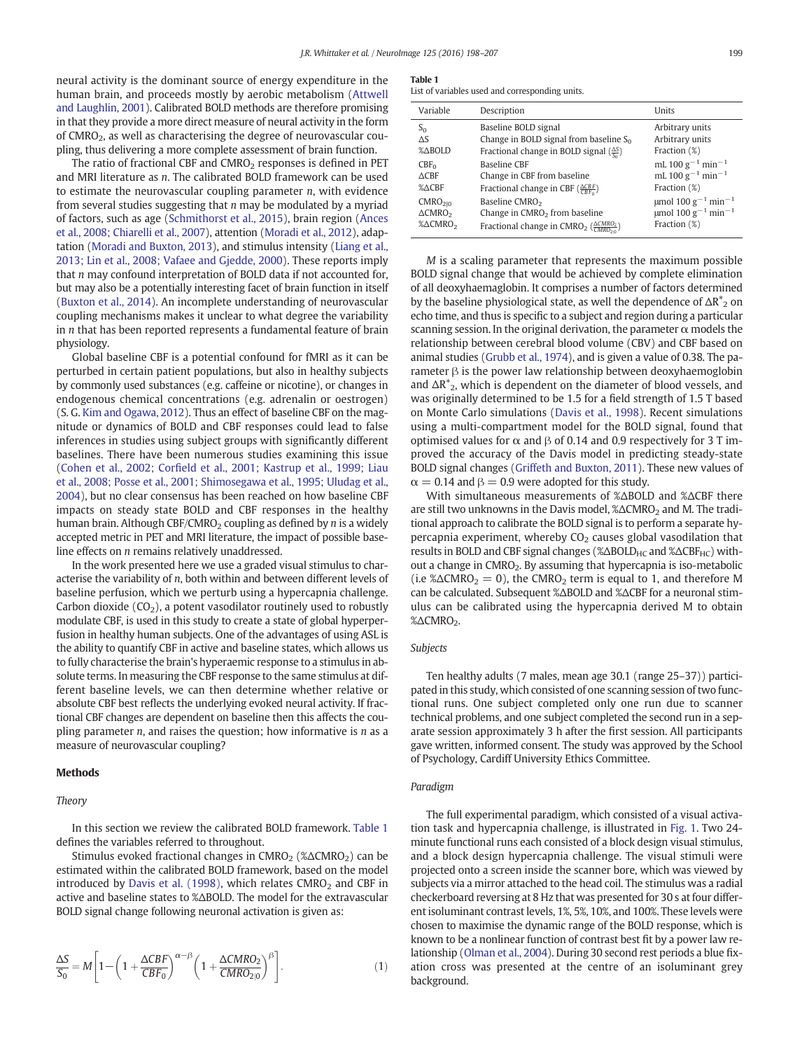neural activity is the dominant source of energy expenditure in the human brain, and proceeds mostly by aerobic metabolism (Attwell and Laughlin, 2001). Calibrated BOLD methods are therefore promising in that they provide a more direct measure of neural activity in the form of $CMRO_2$, as well as characterising the degree of neurovascular coupling, thus delivering a more complete assessment of brain function.

The ratio of fractional CBF and $CMRO_2$ responses is defined in PET and MRI literature as $n$. The calibrated BOLD framework can be used to estimate the neurovascular coupling parameter $n$, with evidence from several studies suggesting that $n$ may be modulated by a myriad of factors, such as age (Schmithorst et al., 2015), brain region (Ances et al., 2008; Chiarelli et al., 2007), attention (Moradi et al., 2012), adaptation (Moradi and Buxton, 2013), and stimulus intensity (Liang et al., 2013; Lin et al., 2008; Vafaee and Gjedde, 2000). These reports imply that $n$ may confound interpretation of BOLD data if not accounted for, but may also be a potentially interesting facet of brain function in itself (Buxton et al., 2014). An incomplete understanding of neurovascular coupling mechanisms makes it unclear to what degree the variability in $n$ that has been reported represents a fundamental feature of brain physiology.

Global baseline CBF is a potential confound for fMRI as it can be perturbed in certain patient populations, but also in healthy subjects by commonly used substances (e.g. caffeine or nicotine), or changes in endogenous chemical concentrations (e.g. adrenalin or oestrogen) (S. G. Kim and Ogawa, 2012). Thus an effect of baseline CBF on the magnitude or dynamics of BOLD and CBF responses could lead to false inferences in studies using subject groups with significantly different baselines. There have been numerous studies examining this issue (Cohen et al., 2002; Corfield et al., 2001; Kastrup et al., 1999; Liau et al., 2008; Posse et al., 2001; Shimosegawa et al., 1995; Uludag et al., 2004), but no clear consensus has been reached on how baseline CBF impacts on steady state BOLD and CBF responses in the healthy human brain. Although CBF/$CMRO_2$ coupling as defined by $n$ is a widely accepted metric in PET and MRI literature, the impact of possible baseline effects on $n$ remains relatively unaddressed.

In the work presented here we use a graded visual stimulus to characterise the variability of $n$, both within and between different levels of baseline perfusion, which we perturb using a hypercapnia challenge. Carbon dioxide ($CO_2$), a potent vasodilator routinely used to robustly modulate CBF, is used in this study to create a state of global hyperperfusion in healthy human subjects. One of the advantages of using ASL is the ability to quantify CBF in active and baseline states, which allows us to fully characterise the brain's hyperaemic response to a stimulus in absolute terms. In measuring the CBF response to the same stimulus at different baseline levels, we can then determine whether relative or absolute CBF best reflects the underlying evoked neural activity. If fractional CBF changes are dependent on baseline then this affects the coupling parameter $n$, and raises the question; how informative is $n$ as a measure of neurovascular coupling?

## Methods

### *Theory*

In this section we review the calibrated BOLD framework. Table 1 defines the variables referred to throughout.

Stimulus evoked fractional changes in $CMRO_2$ (%$\Delta CMRO_2$) can be estimated within the calibrated BOLD framework, based on the model introduced by Davis et al. (1998), which relates $CMRO_2$ and CBF in active and baseline states to %ΔBOLD. The model for the extravascular BOLD signal change following neuronal activation is given as:

$$\frac{\Delta S}{S_0} = M\left[1-\left(1+\frac{\Delta CBF}{CBF_0}\right)^{\alpha-\beta}\left(1+\frac{\Delta CMRO_2}{CMRO_{2|0}}\right)^{\beta}\right]. \tag{1}$$

**Table 1**
List of variables used and corresponding units.

| Variable | Description | Units |
|---|---|---|
| $S_0$ | Baseline BOLD signal | Arbitrary units |
| $\Delta S$ | Change in BOLD signal from baseline $S_0$ | Arbitrary units |
| %ΔBOLD | Fractional change in BOLD signal ($\frac{\Delta S}{S_0}$) | Fraction (%) |
| $CBF_0$ | Baseline CBF | mL 100 $g^{-1}$ $min^{-1}$ |
| ΔCBF | Change in CBF from baseline | mL 100 $g^{-1}$ $min^{-1}$ |
| %ΔCBF | Fractional change in CBF ($\frac{\Delta CBF}{CBF_0}$) | Fraction (%) |
| $CMRO_{2\|0}$ | Baseline $CMRO_2$ | μmol 100 $g^{-1}$ $min^{-1}$ |
| $\Delta CMRO_2$ | Change in $CMRO_2$ from baseline | μmol 100 $g^{-1}$ $min^{-1}$ |
| %$\Delta CMRO_2$ | Fractional change in $CMRO_2$ ($\frac{\Delta CMRO_2}{CMRO_{2\|0}}$) | Fraction (%) |

$M$ is a scaling parameter that represents the maximum possible BOLD signal change that would be achieved by complete elimination of all deoxyhaemaglobin. It comprises a number of factors determined by the baseline physiological state, as well the dependence of $\Delta R_2^*$ on echo time, and thus is specific to a subject and region during a particular scanning session. In the original derivation, the parameter α models the relationship between cerebral blood volume (CBV) and CBF based on animal studies (Grubb et al., 1974), and is given a value of 0.38. The parameter β is the power law relationship between deoxyhaemoglobin and $\Delta R_2^*$, which is dependent on the diameter of blood vessels, and was originally determined to be 1.5 for a field strength of 1.5 T based on Monte Carlo simulations (Davis et al., 1998). Recent simulations using a multi-compartment model for the BOLD signal, found that optimised values for α and β of 0.14 and 0.9 respectively for 3 T improved the accuracy of the Davis model in predicting steady-state BOLD signal changes (Griffeth and Buxton, 2011). These new values of $\alpha = 0.14$ and $\beta = 0.9$ were adopted for this study.

With simultaneous measurements of %ΔBOLD and %ΔCBF there are still two unknowns in the Davis model, %$\Delta CMRO_2$ and M. The traditional approach to calibrate the BOLD signal is to perform a separate hypercapnia experiment, whereby $CO_2$ causes global vasodilation that results in BOLD and CBF signal changes (%$\Delta BOLD_{HC}$ and %$\Delta CBF_{HC}$) without a change in $CMRO_2$. By assuming that hypercapnia is iso-metabolic (i.e %$\Delta CMRO_2 = 0$), the $CMRO_2$ term is equal to 1, and therefore M can be calculated. Subsequent %ΔBOLD and %ΔCBF for a neuronal stimulus can be calibrated using the hypercapnia derived M to obtain %$\Delta CMRO_2$.

### *Subjects*

Ten healthy adults (7 males, mean age 30.1 (range 25–37)) participated in this study, which consisted of one scanning session of two functional runs. One subject completed only one run due to scanner technical problems, and one subject completed the second run in a separate session approximately 3 h after the first session. All participants gave written, informed consent. The study was approved by the School of Psychology, Cardiff University Ethics Committee.

### *Paradigm*

The full experimental paradigm, which consisted of a visual activation task and hypercapnia challenge, is illustrated in Fig. 1. Two 24-minute functional runs each consisted of a block design visual stimulus, and a block design hypercapnia challenge. The visual stimuli were projected onto a screen inside the scanner bore, which was viewed by subjects via a mirror attached to the head coil. The stimulus was a radial checkerboard reversing at 8 Hz that was presented for 30 s at four different isoluminant contrast levels, 1%, 5%, 10%, and 100%. These levels were chosen to maximise the dynamic range of the BOLD response, which is known to be a nonlinear function of contrast best fit by a power law relationship (Olman et al., 2004). During 30 second rest periods a blue fixation cross was presented at the centre of an isoluminant grey background.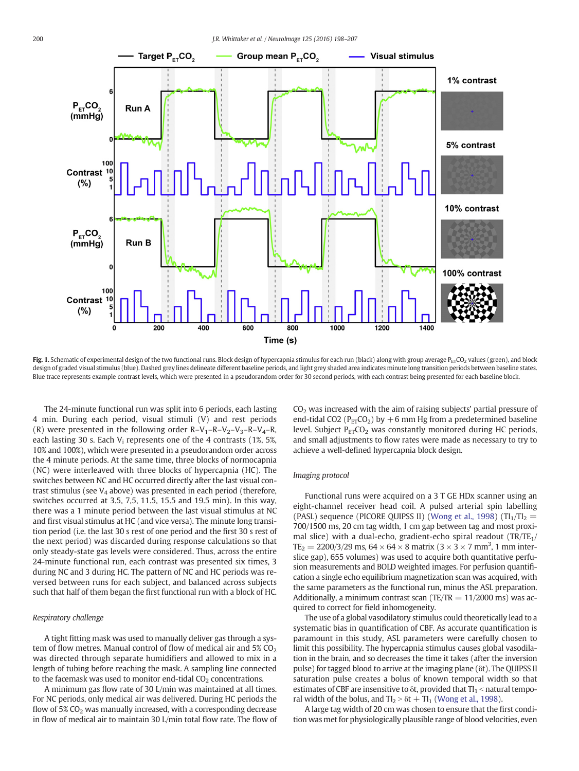**Fig. 1.** Schematic of experimental design of the two functional runs. Block design of hypercapnia stimulus for each run (black) along with group average $P_{ET}CO_2$ values (green), and block design of graded visual stimulus (blue). Dashed grey lines delineate different baseline periods, and light grey shaded area indicates minute long transition periods between baseline states. Blue trace represents example contrast levels, which were presented in a pseudorandom order for 30 second periods, with each contrast being presented for each baseline block.

The 24-minute functional run was split into 6 periods, each lasting 4 min. During each period, visual stimuli (V) and rest periods (R) were presented in the following order R–$V_1$–R–$V_2$–$V_3$–R–$V_4$–R, each lasting 30 s. Each $V_i$ represents one of the 4 contrasts (1%, 5%, 10% and 100%), which were presented in a pseudorandom order across the 4 minute periods. At the same time, three blocks of normocapnia (NC) were interleaved with three blocks of hypercapnia (HC). The switches between NC and HC occurred directly after the last visual contrast stimulus (see $V_4$ above) was presented in each period (therefore, switches occurred at 3.5, 7,5, 11.5, 15.5 and 19.5 min). In this way, there was a 1 minute period between the last visual stimulus at NC and first visual stimulus at HC (and vice versa). The minute long transition period (i.e. the last 30 s rest of one period and the first 30 s rest of the next period) was discarded during response calculations so that only steady-state gas levels were considered. Thus, across the entire 24-minute functional run, each contrast was presented six times, 3 during NC and 3 during HC. The pattern of NC and HC periods was reversed between runs for each subject, and balanced across subjects such that half of them began the first functional run with a block of HC.

### Respiratory challenge

A tight fitting mask was used to manually deliver gas through a system of flow metres. Manual control of flow of medical air and 5% $CO_2$ was directed through separate humidifiers and allowed to mix in a length of tubing before reaching the mask. A sampling line connected to the facemask was used to monitor end-tidal $CO_2$ concentrations.

A minimum gas flow rate of 30 L/min was maintained at all times. For NC periods, only medical air was delivered. During HC periods the flow of 5% $CO_2$ was manually increased, with a corresponding decrease in flow of medical air to maintain 30 L/min total flow rate. The flow of $CO_2$ was increased with the aim of raising subjects' partial pressure of end-tidal CO2 ($P_{ET}CO_2$) by +6 mm Hg from a predetermined baseline level. Subject $P_{ET}CO_2$ was constantly monitored during HC periods, and small adjustments to flow rates were made as necessary to try to achieve a well-defined hypercapnia block design.

### Imaging protocol

Functional runs were acquired on a 3 T GE HDx scanner using an eight-channel receiver head coil. A pulsed arterial spin labelling (PASL) sequence (PICORE QUIPSS II) (Wong et al., 1998) ($TI_1$/$TI_2$ = 700/1500 ms, 20 cm tag width, 1 cm gap between tag and most proximal slice) with a dual-echo, gradient-echo spiral readout (TR/$TE_1$/$TE_2$ = 2200/3/29 ms, 64 × 64 × 8 matrix (3 × 3 × 7 $mm^3$, 1 mm interslice gap), 655 volumes) was used to acquire both quantitative perfusion measurements and BOLD weighted images. For perfusion quantification a single echo equilibrium magnetization scan was acquired, with the same parameters as the functional run, minus the ASL preparation. Additionally, a minimum contrast scan (TE/TR = 11/2000 ms) was acquired to correct for field inhomogeneity.

The use of a global vasodilatory stimulus could theoretically lead to a systematic bias in quantification of CBF. As accurate quantification is paramount in this study, ASL parameters were carefully chosen to limit this possibility. The hypercapnia stimulus causes global vasodilation in the brain, and so decreases the time it takes (after the inversion pulse) for tagged blood to arrive at the imaging plane (δt). The QUIPSS II saturation pulse creates a bolus of known temporal width so that estimates of CBF are insensitive to δt, provided that $TI_1$ < natural temporal width of the bolus, and $TI_2$ > δt + $TI_1$ (Wong et al., 1998).

A large tag width of 20 cm was chosen to ensure that the first condition was met for physiologically plausible range of blood velocities, even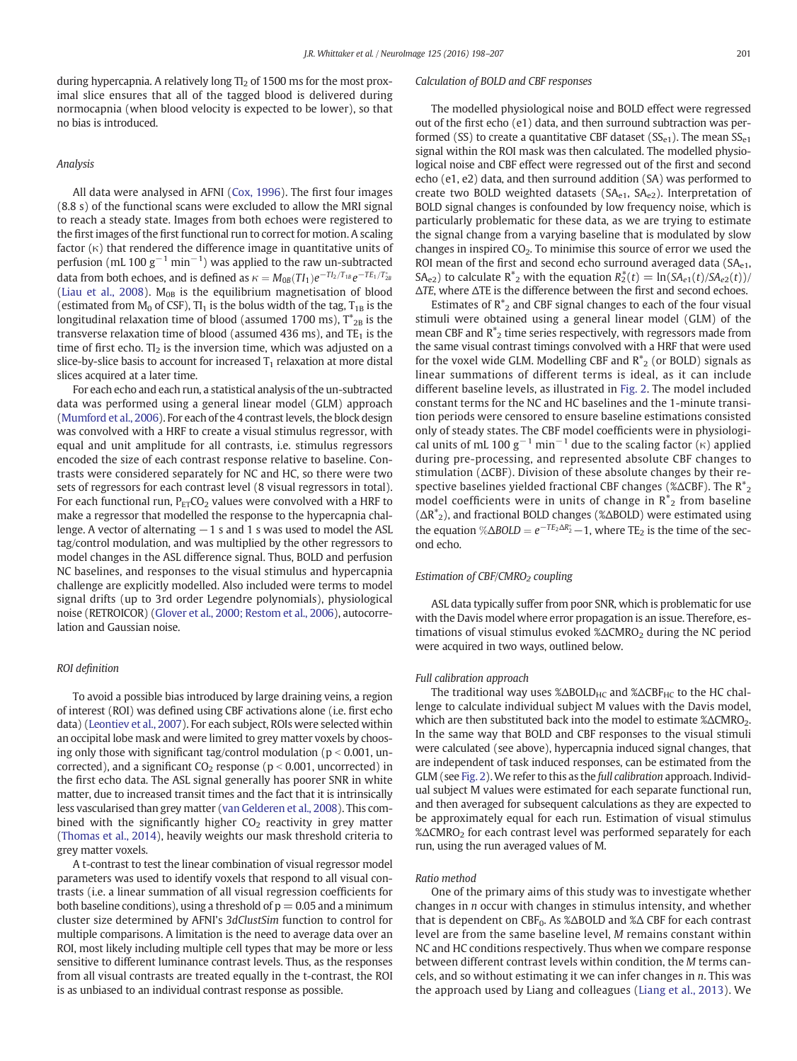during hypercapnia. A relatively long $TI_2$ of 1500 ms for the most proximal slice ensures that all of the tagged blood is delivered during normocapnia (when blood velocity is expected to be lower), so that no bias is introduced.

### Analysis

All data were analysed in AFNI (Cox, 1996). The first four images (8.8 s) of the functional scans were excluded to allow the MRI signal to reach a steady state. Images from both echoes were registered to the first images of the first functional run to correct for motion. A scaling factor ($\kappa$) that rendered the difference image in quantitative units of perfusion (mL 100 $g^{-1}$ $min^{-1}$) was applied to the raw un-subtracted data from both echoes, and is defined as $\kappa = M_{0B}(TI_1)e^{-TI_2/T_{1B}}e^{-TE_1/T^*_{2B}}$ (Liau et al., 2008). $M_{0B}$ is the equilibrium magnetisation of blood (estimated from $M_0$ of CSF), $TI_1$ is the bolus width of the tag, $T_{1B}$ is the longitudinal relaxation time of blood (assumed 1700 ms), $T^*_{2B}$ is the transverse relaxation time of blood (assumed 436 ms), and $TE_1$ is the time of first echo. $TI_2$ is the inversion time, which was adjusted on a slice-by-slice basis to account for increased $T_1$ relaxation at more distal slices acquired at a later time.

For each echo and each run, a statistical analysis of the un-subtracted data was performed using a general linear model (GLM) approach (Mumford et al., 2006). For each of the 4 contrast levels, the block design was convolved with a HRF to create a visual stimulus regressor, with equal and unit amplitude for all contrasts, i.e. stimulus regressors encoded the size of each contrast response relative to baseline. Contrasts were considered separately for NC and HC, so there were two sets of regressors for each contrast level (8 visual regressors in total). For each functional run, $P_{ET}CO_2$ values were convolved with a HRF to make a regressor that modelled the response to the hypercapnia challenge. A vector of alternating −1 s and 1 s was used to model the ASL tag/control modulation, and was multiplied by the other regressors to model changes in the ASL difference signal. Thus, BOLD and perfusion NC baselines, and responses to the visual stimulus and hypercapnia challenge are explicitly modelled. Also included were terms to model signal drifts (up to 3rd order Legendre polynomials), physiological noise (RETROICOR) (Glover et al., 2000; Restom et al., 2006), autocorrelation and Gaussian noise.

### ROI definition

To avoid a possible bias introduced by large draining veins, a region of interest (ROI) was defined using CBF activations alone (i.e. first echo data) (Leontiev et al., 2007). For each subject, ROIs were selected within an occipital lobe mask and were limited to grey matter voxels by choosing only those with significant tag/control modulation ($p < 0.001$, uncorrected), and a significant $CO_2$ response ($p < 0.001$, uncorrected) in the first echo data. The ASL signal generally has poorer SNR in white matter, due to increased transit times and the fact that it is intrinsically less vascularised than grey matter (van Gelderen et al., 2008). This combined with the significantly higher $CO_2$ reactivity in grey matter (Thomas et al., 2014), heavily weights our mask threshold criteria to grey matter voxels.

A t-contrast to test the linear combination of visual regressor model parameters was used to identify voxels that respond to all visual contrasts (i.e. a linear summation of all visual regression coefficients for both baseline conditions), using a threshold of $p = 0.05$ and a minimum cluster size determined by AFNI's *3dClustSim* function to control for multiple comparisons. A limitation is the need to average data over an ROI, most likely including multiple cell types that may be more or less sensitive to different luminance contrast levels. Thus, as the responses from all visual contrasts are treated equally in the t-contrast, the ROI is as unbiased to an individual contrast response as possible.

### Calculation of BOLD and CBF responses

The modelled physiological noise and BOLD effect were regressed out of the first echo (e1) data, and then surround subtraction was performed (SS) to create a quantitative CBF dataset ($SS_{e1}$). The mean $SS_{e1}$ signal within the ROI mask was then calculated. The modelled physiological noise and CBF effect were regressed out of the first and second echo (e1, e2) data, and then surround addition (SA) was performed to create two BOLD weighted datasets ($SA_{e1}$, $SA_{e2}$). Interpretation of BOLD signal changes is confounded by low frequency noise, which is particularly problematic for these data, as we are trying to estimate the signal change from a varying baseline that is modulated by slow changes in inspired $CO_2$. To minimise this source of error we used the ROI mean of the first and second echo surround averaged data ($SA_{e1}$, $SA_{e2}$) to calculate $R^*_2$ with the equation $R^*_2(t) = \ln(SA_{e1}(t)/SA_{e2}(t))/\Delta TE$, where $\Delta TE$ is the difference between the first and second echoes.

Estimates of $R^*_2$ and CBF signal changes to each of the four visual stimuli were obtained using a general linear model (GLM) of the mean CBF and $R^*_2$ time series respectively, with regressors made from the same visual contrast timings convolved with a HRF that were used for the voxel wide GLM. Modelling CBF and $R^*_2$ (or BOLD) signals as linear summations of different terms is ideal, as it can include different baseline levels, as illustrated in Fig. 2. The model included constant terms for the NC and HC baselines and the 1-minute transition periods were censored to ensure baseline estimations consisted only of steady states. The CBF model coefficients were in physiological units of mL 100 $g^{-1}$ $min^{-1}$ due to the scaling factor ($\kappa$) applied during pre-processing, and represented absolute CBF changes to stimulation ($\Delta$CBF). Division of these absolute changes by their respective baselines yielded fractional CBF changes (%$\Delta$CBF). The $R^*_2$ model coefficients were in units of change in $R^*_2$ from baseline ($\Delta R^*_2$), and fractional BOLD changes (%$\Delta$BOLD) were estimated using the equation $\%\Delta BOLD = e^{-TE_2\Delta R^*_2} - 1$, where $TE_2$ is the time of the second echo.

### Estimation of CBF/$CMRO_2$ coupling

ASL data typically suffer from poor SNR, which is problematic for use with the Davis model where error propagation is an issue. Therefore, estimations of visual stimulus evoked %$\Delta CMRO_2$ during the NC period were acquired in two ways, outlined below.

#### Full calibration approach

The traditional way uses $\%\Delta BOLD_{HC}$ and $\%\Delta CBF_{HC}$ to the HC challenge to calculate individual subject M values with the Davis model, which are then substituted back into the model to estimate %$\Delta CMRO_2$. In the same way that BOLD and CBF responses to the visual stimuli were calculated (see above), hypercapnia induced signal changes, that are independent of task induced responses, can be estimated from the GLM (see Fig. 2). We refer to this as the *full calibration* approach. Individual subject M values were estimated for each separate functional run, and then averaged for subsequent calculations as they are expected to be approximately equal for each run. Estimation of visual stimulus %$\Delta CMRO_2$ for each contrast level was performed separately for each run, using the run averaged values of M.

#### Ratio method

One of the primary aims of this study was to investigate whether changes in *n* occur with changes in stimulus intensity, and whether that is dependent on $CBF_0$. As %$\Delta$BOLD and %$\Delta$ CBF for each contrast level are from the same baseline level, *M* remains constant within NC and HC conditions respectively. Thus when we compare response between different contrast levels within condition, the *M* terms cancels, and so without estimating it we can infer changes in *n*. This was the approach used by Liang and colleagues (Liang et al., 2013). We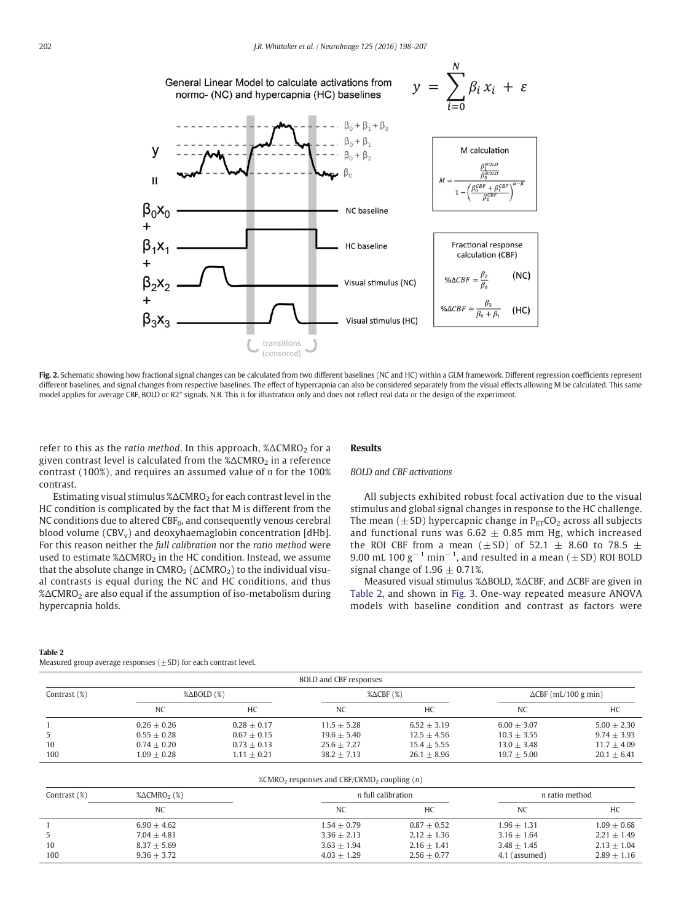**Fig. 2.** Schematic showing how fractional signal changes can be calculated from two different baselines (NC and HC) within a GLM framework. Different regression coefficients represent different baselines, and signal changes from respective baselines. The effect of hypercapnia can also be considered separately from the visual effects allowing M be calculated. This same model applies for average CBF, BOLD or R2* signals. N.B. This is for illustration only and does not reflect real data or the design of the experiment.

refer to this as the *ratio method*. In this approach, $\%\Delta CMRO_2$ for a given contrast level is calculated from the $\%\Delta CMRO_2$ in a reference contrast (100%), and requires an assumed value of $n$ for the 100% contrast.

Estimating visual stimulus $\%\Delta CMRO_2$ for each contrast level in the HC condition is complicated by the fact that M is different from the NC conditions due to altered $CBF_0$, and consequently venous cerebral blood volume ($CBV_v$) and deoxyhaemaglobin concentration [dHb]. For this reason neither the *full calibration* nor the *ratio method* were used to estimate $\%\Delta CMRO_2$ in the HC condition. Instead, we assume that the absolute change in $CMRO_2$ ($\Delta CMRO_2$) to the individual visual contrasts is equal during the NC and HC conditions, and thus $\%\Delta CMRO_2$ are also equal if the assumption of iso-metabolism during hypercapnia holds.

## Results

### BOLD and CBF activations

All subjects exhibited robust focal activation due to the visual stimulus and global signal changes in response to the HC challenge. The mean (±SD) hypercapnic change in $P_{ET}CO_2$ across all subjects and functional runs was 6.62 ± 0.85 mm Hg, which increased the ROI CBF from a mean (±SD) of 52.1 ± 8.60 to 78.5 ± 9.00 mL 100 $g^{-1}$ $min^{-1}$, and resulted in a mean (±SD) ROI BOLD signal change of 1.96 ± 0.71%.

Measured visual stimulus %ΔBOLD, %ΔCBF, and ΔCBF are given in Table 2, and shown in Fig. 3. One-way repeated measure ANOVA models with baseline condition and contrast as factors were

**Table 2**
Measured group average responses (±SD) for each contrast level.

| BOLD and CBF responses | | | | | | |
|---|---|---|---|---|---|---|
| Contrast (%) | %ΔBOLD (%) | | %ΔCBF (%) | | ΔCBF (mL/100 g min) | |
| | NC | HC | NC | HC | NC | HC |
| 1 | 0.26 ± 0.26 | 0.28 ± 0.17 | 11.5 ± 5.28 | 6.52 ± 3.19 | 6.00 ± 3.07 | 5.00 ± 2.30 |
| 5 | 0.55 ± 0.28 | 0.67 ± 0.15 | 19.6 ± 5.40 | 12.5 ± 4.56 | 10.3 ± 3.55 | 9.74 ± 3.93 |
| 10 | 0.74 ± 0.20 | 0.73 ± 0.13 | 25.6 ± 7.27 | 15.4 ± 5.55 | 13.0 ± 3.48 | 11.7 ± 4.09 |
| 100 | 1.09 ± 0.28 | 1.11 ± 0.21 | 38.2 ± 7.13 | 26.1 ± 8.96 | 19.7 ± 5.00 | 20.1 ± 6.41 |

| $\%CMRO_2$ responses and CBF/CRMO$_2$ coupling ($n$) | | | | | |
|---|---|---|---|---|---|
| Contrast (%) | $\%\Delta CMRO_2$ (%) | $n$ full calibration | | $n$ ratio method | |
| | NC | NC | HC | NC | HC |
| 1 | 6.90 ± 4.62 | 1.54 ± 0.79 | 0.87 ± 0.52 | 1.96 ± 1.31 | 1.09 ± 0.68 |
| 5 | 7.04 ± 4.81 | 3.36 ± 2.13 | 2.12 ± 1.36 | 3.16 ± 1.64 | 2.21 ± 1.49 |
| 10 | 8.37 ± 5.69 | 3.63 ± 1.94 | 2.16 ± 1.41 | 3.48 ± 1.45 | 2.13 ± 1.04 |
| 100 | 9.36 ± 3.72 | 4.03 ± 1.29 | 2.56 ± 0.77 | 4.1 (assumed) | 2.89 ± 1.16 |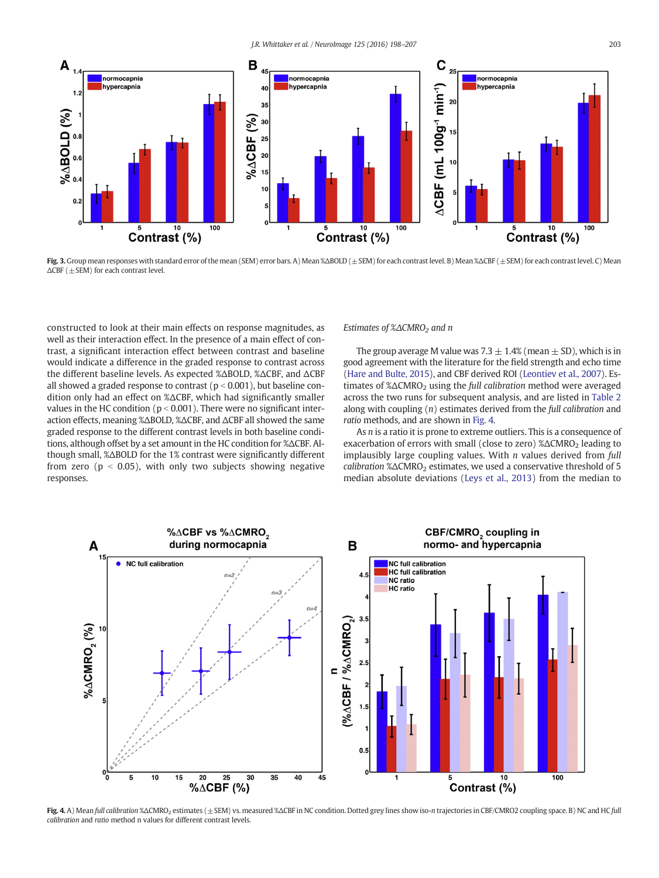Fig. 3. Group mean responses with standard error of the mean (SEM) error bars. A) Mean %ΔBOLD (±SEM) for each contrast level. B) Mean %ΔCBF (±SEM) for each contrast level. C) Mean ΔCBF (±SEM) for each contrast level.

constructed to look at their main effects on response magnitudes, as well as their interaction effect. In the presence of a main effect of contrast, a significant interaction effect between contrast and baseline would indicate a difference in the graded response to contrast across the different baseline levels. As expected %ΔBOLD, %ΔCBF, and ΔCBF all showed a graded response to contrast ($p < 0.001$), but baseline condition only had an effect on %ΔCBF, which had significantly smaller values in the HC condition ($p < 0.001$). There were no significant interaction effects, meaning %ΔBOLD, %ΔCBF, and ΔCBF all showed the same graded response to the different contrast levels in both baseline conditions, although offset by a set amount in the HC condition for %ΔCBF. Although small, %ΔBOLD for the 1% contrast were significantly different from zero ($p < 0.05$), with only two subjects showing negative responses.

### Estimates of %Δ$CMRO_2$ and n

The group average M value was 7.3 ± 1.4% (mean ± SD), which is in good agreement with the literature for the field strength and echo time (Hare and Bulte, 2015), and CBF derived ROI (Leontiev et al., 2007). Estimates of %Δ$CMRO_2$ using the *full calibration* method were averaged across the two runs for subsequent analysis, and are listed in Table 2 along with coupling ($n$) estimates derived from the *full calibration* and *ratio* methods, and are shown in Fig. 4.

As $n$ is a ratio it is prone to extreme outliers. This is a consequence of exacerbation of errors with small (close to zero) %Δ$CMRO_2$ leading to implausibly large coupling values. With $n$ values derived from *full calibration* %Δ$CMRO_2$ estimates, we used a conservative threshold of 5 median absolute deviations (Leys et al., 2013) from the median to

Fig. 4. A) Mean *full calibration* %Δ$CMRO_2$ estimates (±SEM) vs. measured %ΔCBF in NC condition. Dotted grey lines show iso-$n$ trajectories in CBF/CMRO2 coupling space. B) NC and HC *full calibration* and *ratio* method n values for different contrast levels.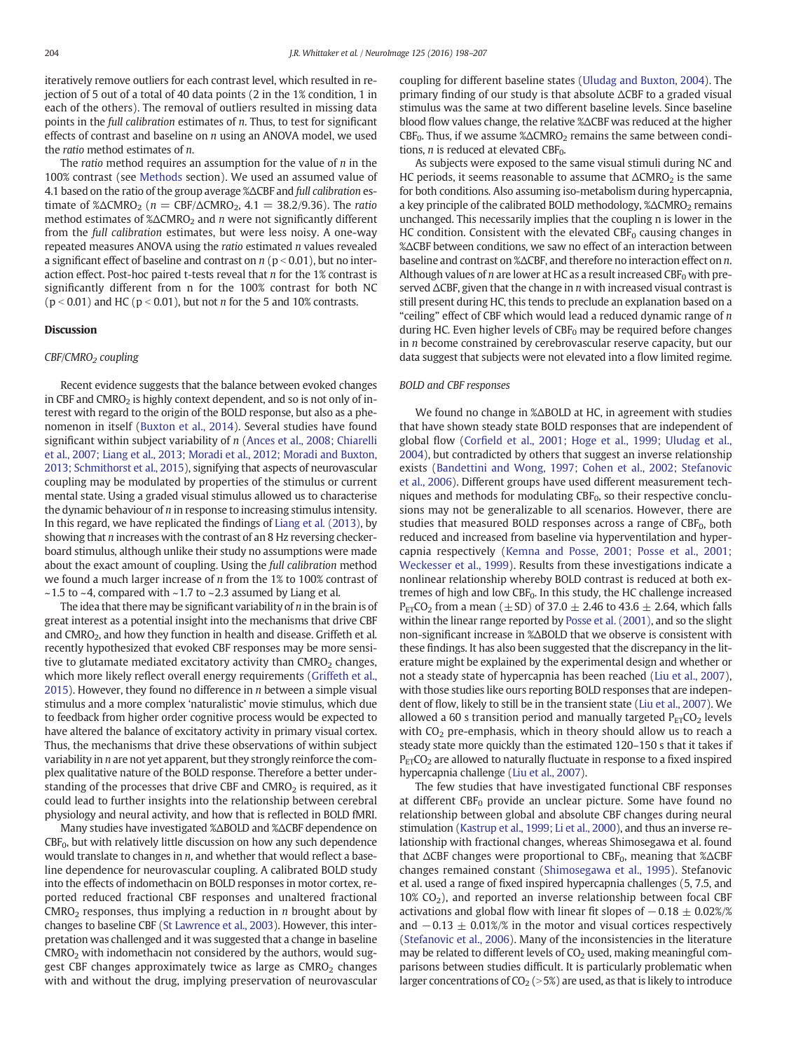iteratively remove outliers for each contrast level, which resulted in rejection of 5 out of a total of 40 data points (2 in the 1% condition, 1 in each of the others). The removal of outliers resulted in missing data points in the *full calibration* estimates of *n*. Thus, to test for significant effects of contrast and baseline on *n* using an ANOVA model, we used the *ratio* method estimates of *n*.

The *ratio* method requires an assumption for the value of *n* in the 100% contrast (see Methods section). We used an assumed value of 4.1 based on the ratio of the group average %ΔCBF and *full calibration* estimate of %Δ$CMRO_2$ ($n$ = CBF/Δ$CMRO_2$, 4.1 = 38.2/9.36). The *ratio* method estimates of %Δ$CMRO_2$ and *n* were not significantly different from the *full calibration* estimates, but were less noisy. A one-way repeated measures ANOVA using the *ratio* estimated *n* values revealed a significant effect of baseline and contrast on *n* ($p < 0.01$), but no interaction effect. Post-hoc paired t-tests reveal that *n* for the 1% contrast is significantly different from n for the 100% contrast for both NC ($p < 0.01$) and HC ($p < 0.01$), but not *n* for the 5 and 10% contrasts.

## Discussion

### CBF/$CMRO_2$ coupling

Recent evidence suggests that the balance between evoked changes in CBF and $CMRO_2$ is highly context dependent, and so is not only of interest with regard to the origin of the BOLD response, but also as a phenomenon in itself (Buxton et al., 2014). Several studies have found significant within subject variability of *n* (Ances et al., 2008; Chiarelli et al., 2007; Liang et al., 2013; Moradi et al., 2012; Moradi and Buxton, 2013; Schmithorst et al., 2015), signifying that aspects of neurovascular coupling may be modulated by properties of the stimulus or current mental state. Using a graded visual stimulus allowed us to characterise the dynamic behaviour of *n* in response to increasing stimulus intensity. In this regard, we have replicated the findings of Liang et al. (2013), by showing that *n* increases with the contrast of an 8 Hz reversing checkerboard stimulus, although unlike their study no assumptions were made about the exact amount of coupling. Using the *full calibration* method we found a much larger increase of *n* from the 1% to 100% contrast of ~1.5 to ~4, compared with ~1.7 to ~2.3 assumed by Liang et al.

The idea that there may be significant variability of *n* in the brain is of great interest as a potential insight into the mechanisms that drive CBF and $CMRO_2$, and how they function in health and disease. Griffeth et al. recently hypothesized that evoked CBF responses may be more sensitive to glutamate mediated excitatory activity than $CMRO_2$ changes, which more likely reflect overall energy requirements (Griffeth et al., 2015). However, they found no difference in *n* between a simple visual stimulus and a more complex 'naturalistic' movie stimulus, which due to feedback from higher order cognitive process would be expected to have altered the balance of excitatory activity in primary visual cortex. Thus, the mechanisms that drive these observations of within subject variability in *n* are not yet apparent, but they strongly reinforce the complex qualitative nature of the BOLD response. Therefore a better understanding of the processes that drive CBF and $CMRO_2$ is required, as it could lead to further insights into the relationship between cerebral physiology and neural activity, and how that is reflected in BOLD fMRI.

Many studies have investigated %ΔBOLD and %ΔCBF dependence on $CBF_0$, but with relatively little discussion on how any such dependence would translate to changes in *n*, and whether that would reflect a baseline dependence for neurovascular coupling. A calibrated BOLD study into the effects of indomethacin on BOLD responses in motor cortex, reported reduced fractional CBF responses and unaltered fractional $CMRO_2$ responses, thus implying a reduction in *n* brought about by changes to baseline CBF (St Lawrence et al., 2003). However, this interpretation was challenged and it was suggested that a change in baseline $CMRO_2$ with indomethacin not considered by the authors, would suggest CBF changes approximately twice as large as $CMRO_2$ changes with and without the drug, implying preservation of neurovascular coupling for different baseline states (Uludag and Buxton, 2004). The primary finding of our study is that absolute ΔCBF to a graded visual stimulus was the same at two different baseline levels. Since baseline blood flow values change, the relative %ΔCBF was reduced at the higher $CBF_0$. Thus, if we assume %Δ$CMRO_2$ remains the same between conditions, *n* is reduced at elevated $CBF_0$.

As subjects were exposed to the same visual stimuli during NC and HC periods, it seems reasonable to assume that Δ$CMRO_2$ is the same for both conditions. Also assuming iso-metabolism during hypercapnia, a key principle of the calibrated BOLD methodology, %Δ$CMRO_2$ remains unchanged. This necessarily implies that the coupling n is lower in the HC condition. Consistent with the elevated $CBF_0$ causing changes in %ΔCBF between conditions, we saw no effect of an interaction between baseline and contrast on %ΔCBF, and therefore no interaction effect on *n*. Although values of *n* are lower at HC as a result increased $CBF_0$ with preserved ΔCBF, given that the change in *n* with increased visual contrast is still present during HC, this tends to preclude an explanation based on a "ceiling" effect of CBF which would lead a reduced dynamic range of *n* during HC. Even higher levels of $CBF_0$ may be required before changes in *n* become constrained by cerebrovascular reserve capacity, but our data suggest that subjects were not elevated into a flow limited regime.

### BOLD and CBF responses

We found no change in %ΔBOLD at HC, in agreement with studies that have shown steady state BOLD responses that are independent of global flow (Corfield et al., 2001; Hoge et al., 1999; Uludag et al., 2004), but contradicted by others that suggest an inverse relationship exists (Bandettini and Wong, 1997; Cohen et al., 2002; Stefanovic et al., 2006). Different groups have used different measurement techniques and methods for modulating $CBF_0$, so their respective conclusions may not be generalizable to all scenarios. However, there are studies that measured BOLD responses across a range of $CBF_0$, both reduced and increased from baseline via hyperventilation and hypercapnia respectively (Kemna and Posse, 2001; Posse et al., 2001; Weckesser et al., 1999). Results from these investigations indicate a nonlinear relationship whereby BOLD contrast is reduced at both extremes of high and low $CBF_0$. In this study, the HC challenge increased $P_{ET}CO_2$ from a mean ($\pm$SD) of 37.0 $\pm$ 2.46 to 43.6 $\pm$ 2.64, which falls within the linear range reported by Posse et al. (2001), and so the slight non-significant increase in %ΔBOLD that we observe is consistent with these findings. It has also been suggested that the discrepancy in the literature might be explained by the experimental design and whether or not a steady state of hypercapnia has been reached (Liu et al., 2007), with those studies like ours reporting BOLD responses that are independent of flow, likely to still be in the transient state (Liu et al., 2007). We allowed a 60 s transition period and manually targeted $P_{ET}CO_2$ levels with $CO_2$ pre-emphasis, which in theory should allow us to reach a steady state more quickly than the estimated 120–150 s that it takes if $P_{ET}CO_2$ are allowed to naturally fluctuate in response to a fixed inspired hypercapnia challenge (Liu et al., 2007).

The few studies that have investigated functional CBF responses at different $CBF_0$ provide an unclear picture. Some have found no relationship between global and absolute CBF changes during neural stimulation (Kastrup et al., 1999; Li et al., 2000), and thus an inverse relationship with fractional changes, whereas Shimosegawa et al. found that ΔCBF changes were proportional to $CBF_0$, meaning that %ΔCBF changes remained constant (Shimosegawa et al., 1995). Stefanovic et al. used a range of fixed inspired hypercapnia challenges (5, 7.5, and 10% $CO_2$), and reported an inverse relationship between focal CBF activations and global flow with linear fit slopes of $-0.18 \pm 0.02$%/% and $-0.13 \pm 0.01$%/% in the motor and visual cortices respectively (Stefanovic et al., 2006). Many of the inconsistencies in the literature may be related to different levels of $CO_2$ used, making meaningful comparisons between studies difficult. It is particularly problematic when larger concentrations of $CO_2$ (>5%) are used, as that is likely to introduce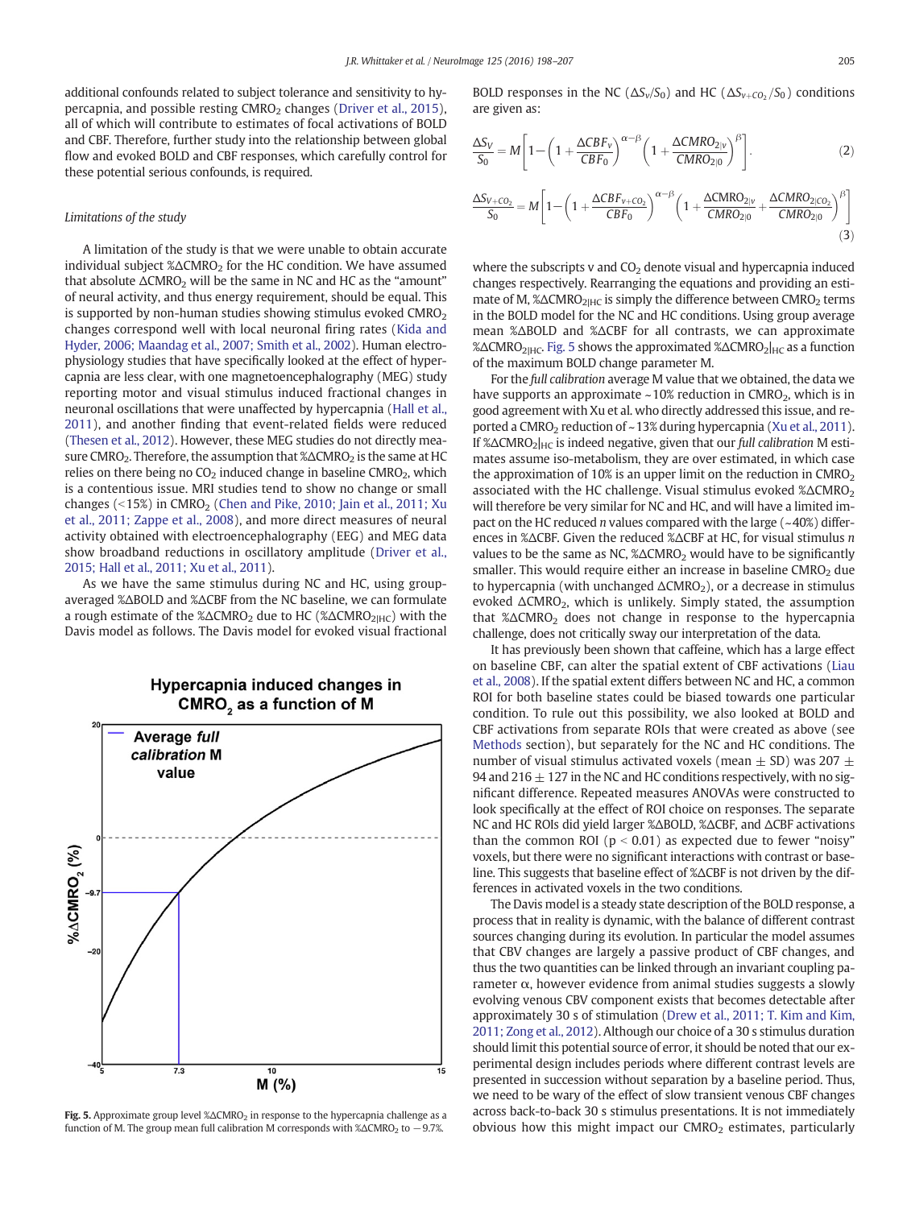additional confounds related to subject tolerance and sensitivity to hypercapnia, and possible resting $CMRO_2$ changes (Driver et al., 2015), all of which will contribute to estimates of focal activations of BOLD and CBF. Therefore, further study into the relationship between global flow and evoked BOLD and CBF responses, which carefully control for these potential serious confounds, is required.

### Limitations of the study

A limitation of the study is that we were unable to obtain accurate individual subject $\%\Delta CMRO_2$ for the HC condition. We have assumed that absolute $\Delta CMRO_2$ will be the same in NC and HC as the "amount" of neural activity, and thus energy requirement, should be equal. This is supported by non-human studies showing stimulus evoked $CMRO_2$ changes correspond well with local neuronal firing rates (Kida and Hyder, 2006; Maandag et al., 2007; Smith et al., 2002). Human electrophysiology studies that have specifically looked at the effect of hypercapnia are less clear, with one magnetoencephalography (MEG) study reporting motor and visual stimulus induced fractional changes in neuronal oscillations that were unaffected by hypercapnia (Hall et al., 2011), and another finding that event-related fields were reduced (Thesen et al., 2012). However, these MEG studies do not directly measure $CMRO_2$. Therefore, the assumption that $\%\Delta CMRO_2$ is the same at HC relies on there being no $CO_2$ induced change in baseline $CMRO_2$, which is a contentious issue. MRI studies tend to show no change or small changes (<15%) in $CMRO_2$ (Chen and Pike, 2010; Jain et al., 2011; Xu et al., 2011; Zappe et al., 2008), and more direct measures of neural activity obtained with electroencephalography (EEG) and MEG data show broadband reductions in oscillatory amplitude (Driver et al., 2015; Hall et al., 2011; Xu et al., 2011).

As we have the same stimulus during NC and HC, using group-averaged $\%\Delta BOLD$ and $\%\Delta CBF$ from the NC baseline, we can formulate a rough estimate of the $\%\Delta CMRO_2$ due to HC ($\%\Delta CMRO_{2|HC}$) with the Davis model as follows. The Davis model for evoked visual fractional BOLD responses in the NC ($\Delta S_v/S_0$) and HC ($\Delta S_{v+CO_2}/S_0$) conditions are given as:

$$\frac{\Delta S_V}{S_0} = M\left[1-\left(1+\frac{\Delta CBF_V}{CBF_0}\right)^{\alpha-\beta}\left(1+\frac{\Delta CMRO_{2|v}}{CMRO_{2|0}}\right)^{\beta}\right]. \tag{2}$$

$$\frac{\Delta S_{v+CO_2}}{S_0} = M\left[1-\left(1+\frac{\Delta CBF_{v+CO_2}}{CBF_0}\right)^{\alpha-\beta}\left(1+\frac{\Delta CMRO_{2|v}}{CMRO_{2|0}}+\frac{\Delta CMRO_{2|CO_2}}{CMRO_{2|0}}\right)^{\beta}\right] \tag{3}$$

where the subscripts v and $CO_2$ denote visual and hypercapnia induced changes respectively. Rearranging the equations and providing an estimate of M, $\%\Delta CMRO_{2|HC}$ is simply the difference between $CMRO_2$ terms in the BOLD model for the NC and HC conditions. Using group average mean $\%\Delta BOLD$ and $\%\Delta CBF$ for all contrasts, we can approximate $\%\Delta CMRO_{2|HC}$. Fig. 5 shows the approximated $\%\Delta CMRO_2|_{HC}$ as a function of the maximum BOLD change parameter M.

**Fig. 5.** Approximate group level $\%\Delta CMRO_2$ in response to the hypercapnia challenge as a function of M. The group mean full calibration M corresponds with $\%\Delta CMRO_2$ to −9.7%.

For the *full calibration* average M value that we obtained, the data we have supports an approximate ~10% reduction in $CMRO_2$, which is in good agreement with Xu et al. who directly addressed this issue, and reported a $CMRO_2$ reduction of ~13% during hypercapnia (Xu et al., 2011). If $\%\Delta CMRO_2|_{HC}$ is indeed negative, given that our *full calibration* M estimates assume iso-metabolism, they are over estimated, in which case the approximation of 10% is an upper limit on the reduction in $CMRO_2$ associated with the HC challenge. Visual stimulus evoked $\%\Delta CMRO_2$ will therefore be very similar for NC and HC, and will have a limited impact on the HC reduced *n* values compared with the large (~40%) differences in $\%\Delta CBF$. Given the reduced $\%\Delta CBF$ at HC, for visual stimulus *n* values to be the same as NC, $\%\Delta CMRO_2$ would have to be significantly smaller. This would require either an increase in baseline $CMRO_2$ due to hypercapnia (with unchanged $\Delta CMRO_2$), or a decrease in stimulus evoked $\Delta CMRO_2$, which is unlikely. Simply stated, the assumption that $\%\Delta CMRO_2$ does not change in response to the hypercapnia challenge, does not critically sway our interpretation of the data.

It has previously been shown that caffeine, which has a large effect on baseline CBF, can alter the spatial extent of CBF activations (Liau et al., 2008). If the spatial extent differs between NC and HC, a common ROI for both baseline states could be biased towards one particular condition. To rule out this possibility, we also looked at BOLD and CBF activations from separate ROIs that were created as above (see Methods section), but separately for the NC and HC conditions. The number of visual stimulus activated voxels (mean ± SD) was 207 ± 94 and 216 ± 127 in the NC and HC conditions respectively, with no significant difference. Repeated measures ANOVAs were constructed to look specifically at the effect of ROI choice on responses. The separate NC and HC ROIs did yield larger $\%\Delta BOLD$, $\%\Delta CBF$, and $\Delta CBF$ activations than the common ROI ($p < 0.01$) as expected due to fewer "noisy" voxels, but there were no significant interactions with contrast or baseline. This suggests that baseline effect of $\%\Delta CBF$ is not driven by the differences in activated voxels in the two conditions.

The Davis model is a steady state description of the BOLD response, a process that in reality is dynamic, with the balance of different contrast sources changing during its evolution. In particular the model assumes that CBV changes are largely a passive product of CBF changes, and thus the two quantities can be linked through an invariant coupling parameter α, however evidence from animal studies suggests a slowly evolving venous CBV component exists that becomes detectable after approximately 30 s of stimulation (Drew et al., 2011; T. Kim and Kim, 2011; Zong et al., 2012). Although our choice of a 30 s stimulus duration should limit this potential source of error, it should be noted that our experimental design includes periods where different contrast levels are presented in succession without separation by a baseline period. Thus, we need to be wary of the effect of slow transient venous CBF changes across back-to-back 30 s stimulus presentations. It is not immediately obvious how this might impact our $CMRO_2$ estimates, particularly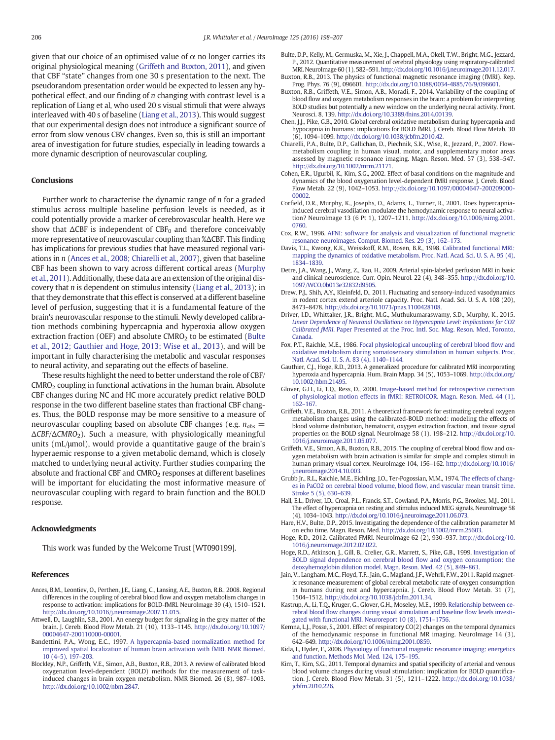given that our choice of an optimised value of α no longer carries its original physiological meaning (Griffeth and Buxton, 2011), and given that CBF "state" changes from one 30 s presentation to the next. The pseudorandom presentation order would be expected to lessen any hypothetical effect, and our finding of *n* changing with contrast level is a replication of Liang et al, who used 20 s visual stimuli that were always interleaved with 40 s of baseline (Liang et al., 2013). This would suggest that our experimental design does not introduce a significant source of error from slow venous CBV changes. Even so, this is still an important area of investigation for future studies, especially in leading towards a more dynamic description of neurovascular coupling.

## Conclusions

Further work to characterise the dynamic range of *n* for a graded stimulus across multiple baseline perfusion levels is needed, as it could potentially provide a marker of cerebrovascular health. Here we show that ΔCBF is independent of $CBF_0$ and therefore conceivably more representative of neurovascular coupling than %ΔCBF. This finding has implications for previous studies that have measured regional variations in *n* (Ances et al., 2008; Chiarelli et al., 2007), given that baseline CBF has been shown to vary across different cortical areas (Murphy et al., 2011). Additionally, these data are an extension of the original discovery that *n* is dependent on stimulus intensity (Liang et al., 2013); in that they demonstrate that this effect is conserved at a different baseline level of perfusion, suggesting that it is a fundamental feature of the brain's neurovascular response to the stimuli. Newly developed calibration methods combining hypercapnia and hyperoxia allow oxygen extraction fraction (OEF) and absolute $CMRO_2$ to be estimated (Bulte et al., 2012; Gauthier and Hoge, 2013; Wise et al., 2013), and will be important in fully characterising the metabolic and vascular responses to neural activity, and separating out the effects of baseline.

These results highlight the need to better understand the role of CBF/$CMRO_2$ coupling in functional activations in the human brain. Absolute CBF changes during NC and HC more accurately predict relative BOLD response in the two different baseline states than fractional CBF changes. Thus, the BOLD response may be more sensitive to a measure of neurovascular coupling based on absolute CBF changes (e.g. $n_{abs} = \Delta CBF/\Delta CMRO_2$). Such a measure, with physiologically meaningful units (mL/μmol), would provide a quantitative gauge of the brain's hyperaemic response to a given metabolic demand, which is closely matched to underlying neural activity. Further studies comparing the absolute and fractional CBF and $CMRO_2$ responses at different baselines will be important for elucidating the most informative measure of neurovascular coupling with regard to brain function and the BOLD response.

## Acknowledgments

This work was funded by the Welcome Trust [WT090199].

## References

Ances, B.M., Leontiev, O., Perthen, J.E., Liang, C., Lansing, A.E., Buxton, R.B., 2008. Regional differences in the coupling of cerebral blood flow and oxygen metabolism changes in response to activation: implications for BOLD-fMRI. NeuroImage 39 (4), 1510–1521. http://dx.doi.org/10.1016/j.neuroimage.2007.11.015.

Attwell, D., Laughlin, S.B., 2001. An energy budget for signaling in the grey matter of the brain. J. Cereb. Blood Flow Metab. 21 (10), 1133–1145. http://dx.doi.org/10.1097/00004647-200110000-00001.

Bandettini, P.A., Wong, E.C., 1997. A hypercapnia-based normalization method for improved spatial localization of human brain activation with fMRI. NMR Biomed. 10 (4–5), 197–203.

Blockley, N.P., Griffeth, V.E., Simon, A.B., Buxton, R.B., 2013. A review of calibrated blood oxygenation level-dependent (BOLD) methods for the measurement of task-induced changes in brain oxygen metabolism. NMR Biomed. 26 (8), 987–1003. http://dx.doi.org/10.1002/nbm.2847.

Bulte, D.P., Kelly, M., Germuska, M., Xie, J., Chappell, M.A., Okell, T.W., Bright, M.G., Jezzard, P., 2012. Quantitative measurement of cerebral physiology using respiratory-calibrated MRI. NeuroImage 60 (1), 582–591. http://dx.doi.org/10.1016/j.neuroimage.2011.12.017.

Buxton, R.B., 2013. The physics of functional magnetic resonance imaging (fMRI). Rep. Prog. Phys. 76 (9), 096601. http://dx.doi.org/10.1088/0034-4885/76/9/096601.

Buxton, R.B., Griffeth, V.E., Simon, A.B., Moradi, F., 2014. Variability of the coupling of blood flow and oxygen metabolism responses in the brain: a problem for interpreting BOLD studies but potentially a new window on the underlying neural activity. Front. Neurosci. 8, 139. http://dx.doi.org/10.3389/fnins.2014.00139.

Chen, J.J., Pike, G.B., 2010. Global cerebral oxidative metabolism during hypercapnia and hypocapnia in humans: implications for BOLD fMRI. J. Cereb. Blood Flow Metab. 30 (6), 1094–1099. http://dx.doi.org/10.1038/jcbfm.2010.42.

Chiarelli, P.A., Bulte, D.P., Gallichan, D., Piechnik, S.K., Wise, R., Jezzard, P., 2007. Flow-metabolism coupling in human visual, motor, and supplementary motor areas assessed by magnetic resonance imaging. Magn. Reson. Med. 57 (3), 538–547. http://dx.doi.org/10.1002/mrm.21171.

Cohen, E.R., Ugurbil, K., Kim, S.G., 2002. Effect of basal conditions on the magnitude and dynamics of the blood oxygenation level-dependent fMRI response. J. Cereb. Blood Flow Metab. 22 (9), 1042–1053. http://dx.doi.org/10.1097/00004647-200209000-00002.

Corfield, D.R., Murphy, K., Josephs, O., Adams, L., Turner, R., 2001. Does hypercapnia-induced cerebral vasodilation modulate the hemodynamic response to neural activation? NeuroImage 13 (6 Pt 1), 1207–1211. http://dx.doi.org/10.1006/nimg.2001.0760.

Cox, R.W., 1996. AFNI: software for analysis and visualization of functional magnetic resonance neuroimages. Comput. Biomed. Res. 29 (3), 162–173.

Davis, T.L., Kwong, K.K., Weisskoff, R.M., Rosen, B.R., 1998. Calibrated functional MRI: mapping the dynamics of oxidative metabolism. Proc. Natl. Acad. Sci. U. S. A. 95 (4), 1834–1839.

Detre, J.A., Wang, J., Wang, Z., Rao, H., 2009. Arterial spin-labeled perfusion MRI in basic and clinical neuroscience. Curr. Opin. Neurol. 22 (4), 348–355. http://dx.doi.org/10.1097/WCO.0b013e32832d9505.

Drew, P.J., Shih, A.Y., Kleinfeld, D., 2011. Fluctuating and sensory-induced vasodynamics in rodent cortex extend arteriole capacity. Proc. Natl. Acad. Sci. U. S. A. 108 (20), 8473–8478. http://dx.doi.org/10.1073/pnas.1100428108.

Driver, I.D., Whittaker, J.R., Bright, M.G., Muthukumaraswamy, S.D., Murphy, K., 2015. *Linear Dependence of Neuronal Oscillations on Hypercapnia Level: Implications for CO2 Calibrated fMRI*. Paper Presented at the Proc. Intl. Soc. Mag. Reson. Med, Toronto, Canada.

Fox, P.T., Raichle, M.E., 1986. Focal physiological uncoupling of cerebral blood flow and oxidative metabolism during somatosensory stimulation in human subjects. Proc. Natl. Acad. Sci. U. S. A. 83 (4), 1140–1144.

Gauthier, C.J., Hoge, R.D., 2013. A generalized procedure for calibrated MRI incorporating hyperoxia and hypercapnia. Hum. Brain Mapp. 34 (5), 1053–1069. http://dx.doi.org/10.1002/hbm.21495.

Glover, G.H., Li, T.Q., Ress, D., 2000. Image-based method for retrospective correction of physiological motion effects in fMRI: RETROICOR. Magn. Reson. Med. 44 (1), 162–167.

Griffeth, V.E., Buxton, R.B., 2011. A theoretical framework for estimating cerebral oxygen metabolism changes using the calibrated-BOLD method: modeling the effects of blood volume distribution, hematocrit, oxygen extraction fraction, and tissue signal properties on the BOLD signal. NeuroImage 58 (1), 198–212. http://dx.doi.org/10.1016/j.neuroimage.2011.05.077.

Griffeth, V.E., Simon, A.B., Buxton, R.B., 2015. The coupling of cerebral blood flow and oxygen metabolism with brain activation is similar for simple and complex stimuli in human primary visual cortex. NeuroImage 104, 156–162. http://dx.doi.org/10.1016/j.neuroimage.2014.10.003.

Grubb Jr., R.L., Raichle, M.E., Eichling, J.O., Ter-Pogossian, M.M., 1974. The effects of changes in PaCO2 on cerebral blood volume, blood flow, and vascular mean transit time. Stroke 5 (5), 630–639.

Hall, E.L., Driver, I.D., Croal, P.L., Francis, S.T., Gowland, P.A., Morris, P.G., Brookes, M.J., 2011. The effect of hypercapnia on resting and stimulus induced MEG signals. NeuroImage 58 (4), 1034–1043. http://dx.doi.org/10.1016/j.neuroimage.2011.06.073.

Hare, H.V., Bulte, D.P., 2015. Investigating the dependence of the calibration parameter M on echo time. Magn. Reson. Med. http://dx.doi.org/10.1002/mrm.25603.

Hoge, R.D., 2012. Calibrated FMRI. NeuroImage 62 (2), 930–937. http://dx.doi.org/10.1016/j.neuroimage.2012.02.022.

Hoge, R.D., Atkinson, J., Gill, B., Crelier, G.R., Marrett, S., Pike, G.B., 1999. Investigation of BOLD signal dependence on cerebral blood flow and oxygen consumption: the deoxyhemoglobin dilution model. Magn. Reson. Med. 42 (5), 849–863.

Jain, V., Langham, M.C., Floyd, T.F., Jain, G., Magland, J.F., Wehrli, F.W., 2011. Rapid magnetic resonance measurement of global cerebral metabolic rate of oxygen consumption in humans during rest and hypercapnia. J. Cereb. Blood Flow Metab. 31 (7), 1504–1512. http://dx.doi.org/10.1038/jcbfm.2011.34.

Kastrup, A., Li, T.Q., Kruger, G., Glover, G.H., Moseley, M.E., 1999. Relationship between cerebral blood flow changes during visual stimulation and baseline flow levels investigated with functional MRI. Neuroreport 10 (8), 1751–1756.

Kemna, L.J., Posse, S., 2001. Effect of respiratory CO(2) changes on the temporal dynamics of the hemodynamic response in functional MR imaging. NeuroImage 14 (3), 642–649. http://dx.doi.org/10.1006/nimg.2001.0859.

Kida, I., Hyder, F., 2006. Physiology of functional magnetic resonance imaging: energetics and function. Methods Mol. Med. 124, 175–195.

Kim, T., Kim, S.G., 2011. Temporal dynamics and spatial specificity of arterial and venous blood volume changes during visual stimulation: implication for BOLD quantification. J. Cereb. Blood Flow Metab. 31 (5), 1211–1222. http://dx.doi.org/10.1038/jcbfm.2010.226.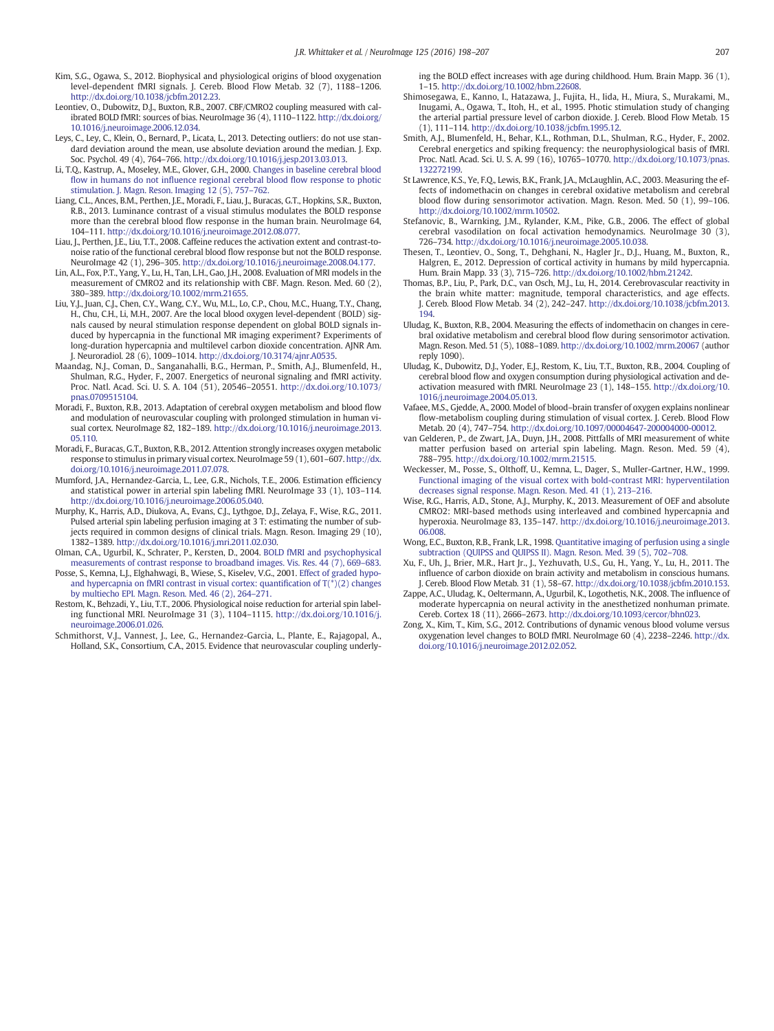Kim, S.G., Ogawa, S., 2012. Biophysical and physiological origins of blood oxygenation level-dependent fMRI signals. J. Cereb. Blood Flow Metab. 32 (7), 1188–1206. http://dx.doi.org/10.1038/jcbfm.2012.23.

Leontiev, O., Dubowitz, D.J., Buxton, R.B., 2007. CBF/CMRO2 coupling measured with calibrated BOLD fMRI: sources of bias. NeuroImage 36 (4), 1110–1122. http://dx.doi.org/10.1016/j.neuroimage.2006.12.034.

Leys, C., Ley, C., Klein, O., Bernard, P., Licata, L., 2013. Detecting outliers: do not use standard deviation around the mean, use absolute deviation around the median. J. Exp. Soc. Psychol. 49 (4), 764–766. http://dx.doi.org/10.1016/j.jesp.2013.03.013.

Li, T.Q., Kastrup, A., Moseley, M.E., Glover, G.H., 2000. Changes in baseline cerebral blood flow in humans do not influence regional cerebral blood flow response to photic stimulation. J. Magn. Reson. Imaging 12 (5), 757–762.

Liang, C.L., Ances, B.M., Perthen, J.E., Moradi, F., Liau, J., Buracas, G.T., Hopkins, S.R., Buxton, R.B., 2013. Luminance contrast of a visual stimulus modulates the BOLD response more than the cerebral blood flow response in the human brain. NeuroImage 64, 104–111. http://dx.doi.org/10.1016/j.neuroimage.2012.08.077.

Liau, J., Perthen, J.E., Liu, T.T., 2008. Caffeine reduces the activation extent and contrast-to-noise ratio of the functional cerebral blood flow response but not the BOLD response. NeuroImage 42 (1), 296–305. http://dx.doi.org/10.1016/j.neuroimage.2008.04.177.

Lin, A.L., Fox, P.T., Yang, Y., Lu, H., Tan, L.H., Gao, J.H., 2008. Evaluation of MRI models in the measurement of CMRO2 and its relationship with CBF. Magn. Reson. Med. 60 (2), 380–389. http://dx.doi.org/10.1002/mrm.21655.

Liu, Y.J., Juan, C.J., Chen, C.Y., Wang, C.Y., Wu, M.L., Lo, C.P., Chou, M.C., Huang, T.Y., Chang, H., Chu, C.H., Li, M.H., 2007. Are the local blood oxygen level-dependent (BOLD) signals caused by neural stimulation response dependent on global BOLD signals induced by hypercapnia in the functional MR imaging experiment? Experiments of long-duration hypercapnia and multilevel carbon dioxide concentration. AJNR Am. J. Neuroradiol. 28 (6), 1009–1014. http://dx.doi.org/10.3174/ajnr.A0535.

Maandag, N.J., Coman, D., Sanganahalli, B.G., Herman, P., Smith, A.J., Blumenfeld, H., Shulman, R.G., Hyder, F., 2007. Energetics of neuronal signaling and fMRI activity. Proc. Natl. Acad. Sci. U. S. A. 104 (51), 20546–20551. http://dx.doi.org/10.1073/pnas.0709515104.

Moradi, F., Buxton, R.B., 2013. Adaptation of cerebral oxygen metabolism and blood flow and modulation of neurovascular coupling with prolonged stimulation in human visual cortex. NeuroImage 82, 182–189. http://dx.doi.org/10.1016/j.neuroimage.2013.05.110.

Moradi, F., Buracas, G.T., Buxton, R.B., 2012. Attention strongly increases oxygen metabolic response to stimulus in primary visual cortex. NeuroImage 59 (1), 601–607. http://dx.doi.org/10.1016/j.neuroimage.2011.07.078.

Mumford, J.A., Hernandez-Garcia, L., Lee, G.R., Nichols, T.E., 2006. Estimation efficiency and statistical power in arterial spin labeling fMRI. NeuroImage 33 (1), 103–114. http://dx.doi.org/10.1016/j.neuroimage.2006.05.040.

Murphy, K., Harris, A.D., Diukova, A., Evans, C.J., Lythgoe, D.J., Zelaya, F., Wise, R.G., 2011. Pulsed arterial spin labeling perfusion imaging at 3 T: estimating the number of subjects required in common designs of clinical trials. Magn. Reson. Imaging 29 (10), 1382–1389. http://dx.doi.org/10.1016/j.mri.2011.02.030.

Olman, C.A., Ugurbil, K., Schrater, P., Kersten, D., 2004. BOLD fMRI and psychophysical measurements of contrast response to broadband images. Vis. Res. 44 (7), 669–683.

Posse, S., Kemna, L.J., Elghahwagi, B., Wiese, S., Kiselev, V.G., 2001. Effect of graded hypo- and hypercapnia on fMRI contrast in visual cortex: quantification of T(*)(2) changes by multiecho EPI. Magn. Reson. Med. 46 (2), 264–271.

Restom, K., Behzadi, Y., Liu, T.T., 2006. Physiological noise reduction for arterial spin labeling functional MRI. NeuroImage 31 (3), 1104–1115. http://dx.doi.org/10.1016/j.neuroimage.2006.01.026.

Schmithorst, V.J., Vannest, J., Lee, G., Hernandez-Garcia, L., Plante, E., Rajagopal, A., Holland, S.K., Consortium, C.A., 2015. Evidence that neurovascular coupling underlying the BOLD effect increases with age during childhood. Hum. Brain Mapp. 36 (1), 1–15. http://dx.doi.org/10.1002/hbm.22608.

Shimosegawa, E., Kanno, I., Hatazawa, J., Fujita, H., Iida, H., Miura, S., Murakami, M., Inugami, A., Ogawa, T., Itoh, H., et al., 1995. Photic stimulation study of changing the arterial partial pressure level of carbon dioxide. J. Cereb. Blood Flow Metab. 15 (1), 111–114. http://dx.doi.org/10.1038/jcbfm.1995.12.

Smith, A.J., Blumenfeld, H., Behar, K.L., Rothman, D.L., Shulman, R.G., Hyder, F., 2002. Cerebral energetics and spiking frequency: the neurophysiological basis of fMRI. Proc. Natl. Acad. Sci. U. S. A. 99 (16), 10765–10770. http://dx.doi.org/10.1073/pnas.132272199.

St Lawrence, K.S., Ye, F.Q., Lewis, B.K., Frank, J.A., McLaughlin, A.C., 2003. Measuring the effects of indomethacin on changes in cerebral oxidative metabolism and cerebral blood flow during sensorimotor activation. Magn. Reson. Med. 50 (1), 99–106. http://dx.doi.org/10.1002/mrm.10502.

Stefanovic, B., Warnking, J.M., Rylander, K.M., Pike, G.B., 2006. The effect of global cerebral vasodilation on focal activation hemodynamics. NeuroImage 30 (3), 726–734. http://dx.doi.org/10.1016/j.neuroimage.2005.10.038.

Thesen, T., Leontiev, O., Song, T., Dehghani, N., Hagler Jr., D.J., Huang, M., Buxton, R., Halgren, E., 2012. Depression of cortical activity in humans by mild hypercapnia. Hum. Brain Mapp. 33 (3), 715–726. http://dx.doi.org/10.1002/hbm.21242.

Thomas, B.P., Liu, P., Park, D.C., van Osch, M.J., Lu, H., 2014. Cerebrovascular reactivity in the brain white matter: magnitude, temporal characteristics, and age effects. J. Cereb. Blood Flow Metab. 34 (2), 242–247. http://dx.doi.org/10.1038/jcbfm.2013.194.

Uludag, K., Buxton, R.B., 2004. Measuring the effects of indomethacin on changes in cerebral oxidative metabolism and cerebral blood flow during sensorimotor activation. Magn. Reson. Med. 51 (5), 1088–1089. http://dx.doi.org/10.1002/mrm.20067 (author reply 1090).

Uludag, K., Dubowitz, D.J., Yoder, E.J., Restom, K., Liu, T.T., Buxton, R.B., 2004. Coupling of cerebral blood flow and oxygen consumption during physiological activation and deactivation measured with fMRI. NeuroImage 23 (1), 148–155. http://dx.doi.org/10.1016/j.neuroimage.2004.05.013.

Vafaee, M.S., Gjedde, A., 2000. Model of blood–brain transfer of oxygen explains nonlinear flow-metabolism coupling during stimulation of visual cortex. J. Cereb. Blood Flow Metab. 20 (4), 747–754. http://dx.doi.org/10.1097/00004647-200004000-00012.

van Gelderen, P., de Zwart, J.A., Duyn, J.H., 2008. Pittfalls of MRI measurement of white matter perfusion based on arterial spin labeling. Magn. Reson. Med. 59 (4), 788–795. http://dx.doi.org/10.1002/mrm.21515.

Weckesser, M., Posse, S., Olthoff, U., Kemna, L., Dager, S., Muller-Gartner, H.W., 1999. Functional imaging of the visual cortex with bold-contrast MRI: hyperventilation decreases signal response. Magn. Reson. Med. 41 (1), 213–216.

Wise, R.G., Harris, A.D., Stone, A.J., Murphy, K., 2013. Measurement of OEF and absolute CMRO2: MRI-based methods using interleaved and combined hypercapnia and hyperoxia. NeuroImage 83, 135–147. http://dx.doi.org/10.1016/j.neuroimage.2013.06.008.

Wong, E.C., Buxton, R.B., Frank, L.R., 1998. Quantitative imaging of perfusion using a single subtraction (QUIPSS and QUIPSS II). Magn. Reson. Med. 39 (5), 702–708.

Xu, F., Uh, J., Brier, M.R., Hart Jr., J., Yezhuvath, U.S., Gu, H., Yang, Y., Lu, H., 2011. The influence of carbon dioxide on brain activity and metabolism in conscious humans. J. Cereb. Blood Flow Metab. 31 (1), 58–67. http://dx.doi.org/10.1038/jcbfm.2010.153.

Zappe, A.C., Uludag, K., Oeltermann, A., Ugurbil, K., Logothetis, N.K., 2008. The influence of moderate hypercapnia on neural activity in the anesthetized nonhuman primate. Cereb. Cortex 18 (11), 2666–2673. http://dx.doi.org/10.1093/cercor/bhn023.

Zong, X., Kim, T., Kim, S.G., 2012. Contributions of dynamic venous blood volume versus oxygenation level changes to BOLD fMRI. NeuroImage 60 (4), 2238–2246. http://dx.doi.org/10.1016/j.neuroimage.2012.02.052.